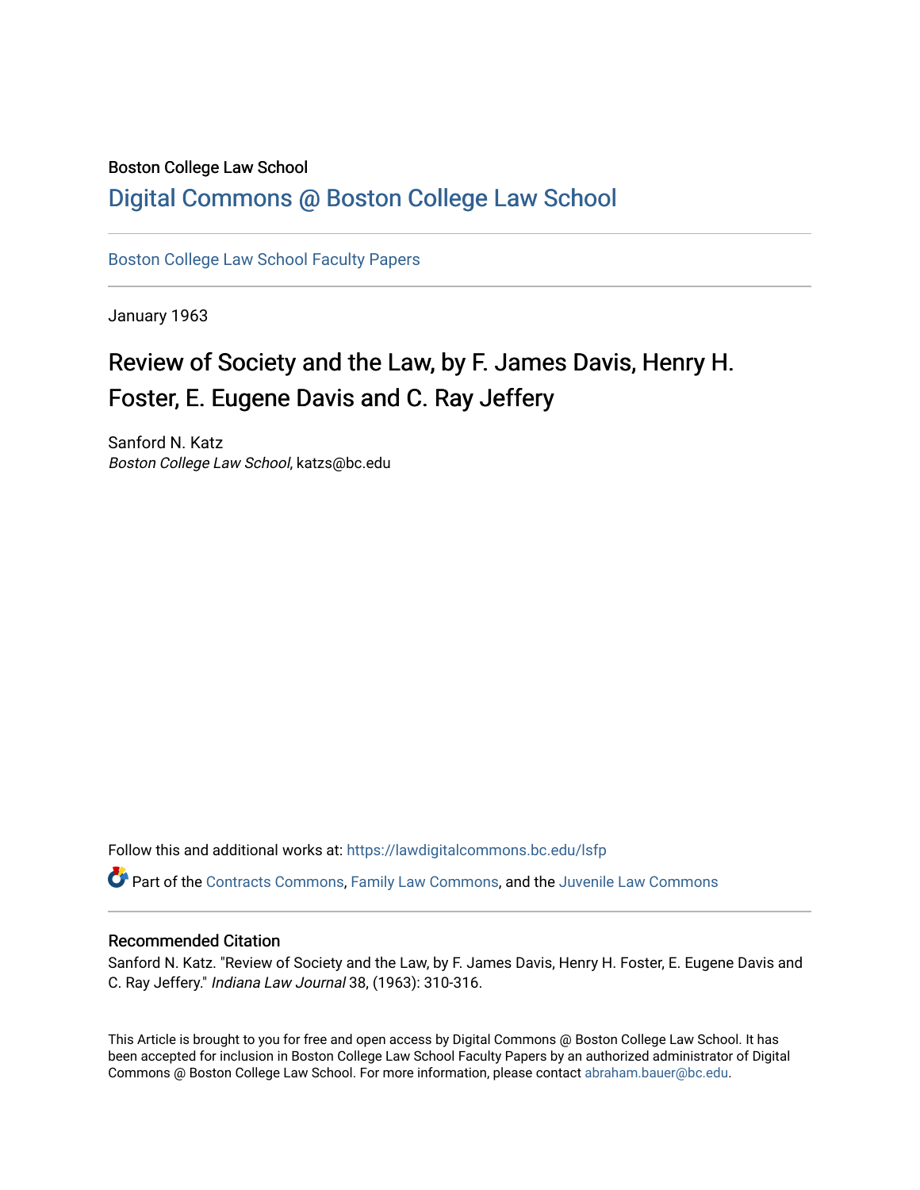Boston College Law School

# Digital Commons @ Boston College Law School

Boston College Law School Faculty Papers

January 1963

## Review of Society and the Law, by F. James Davis, Henry H. Foster, E. Eugene Davis and C. Ray Jeffery

Sanford N. Katz
*Boston College Law School*, katzs@bc.edu

Follow this and additional works at: https://lawdigitalcommons.bc.edu/lsfp

Part of the Contracts Commons, Family Law Commons, and the Juvenile Law Commons

### Recommended Citation

Sanford N. Katz. "Review of Society and the Law, by F. James Davis, Henry H. Foster, E. Eugene Davis and C. Ray Jeffery." *Indiana Law Journal* 38, (1963): 310-316.

This Article is brought to you for free and open access by Digital Commons @ Boston College Law School. It has been accepted for inclusion in Boston College Law School Faculty Papers by an authorized administrator of Digital Commons @ Boston College Law School. For more information, please contact abraham.bauer@bc.edu.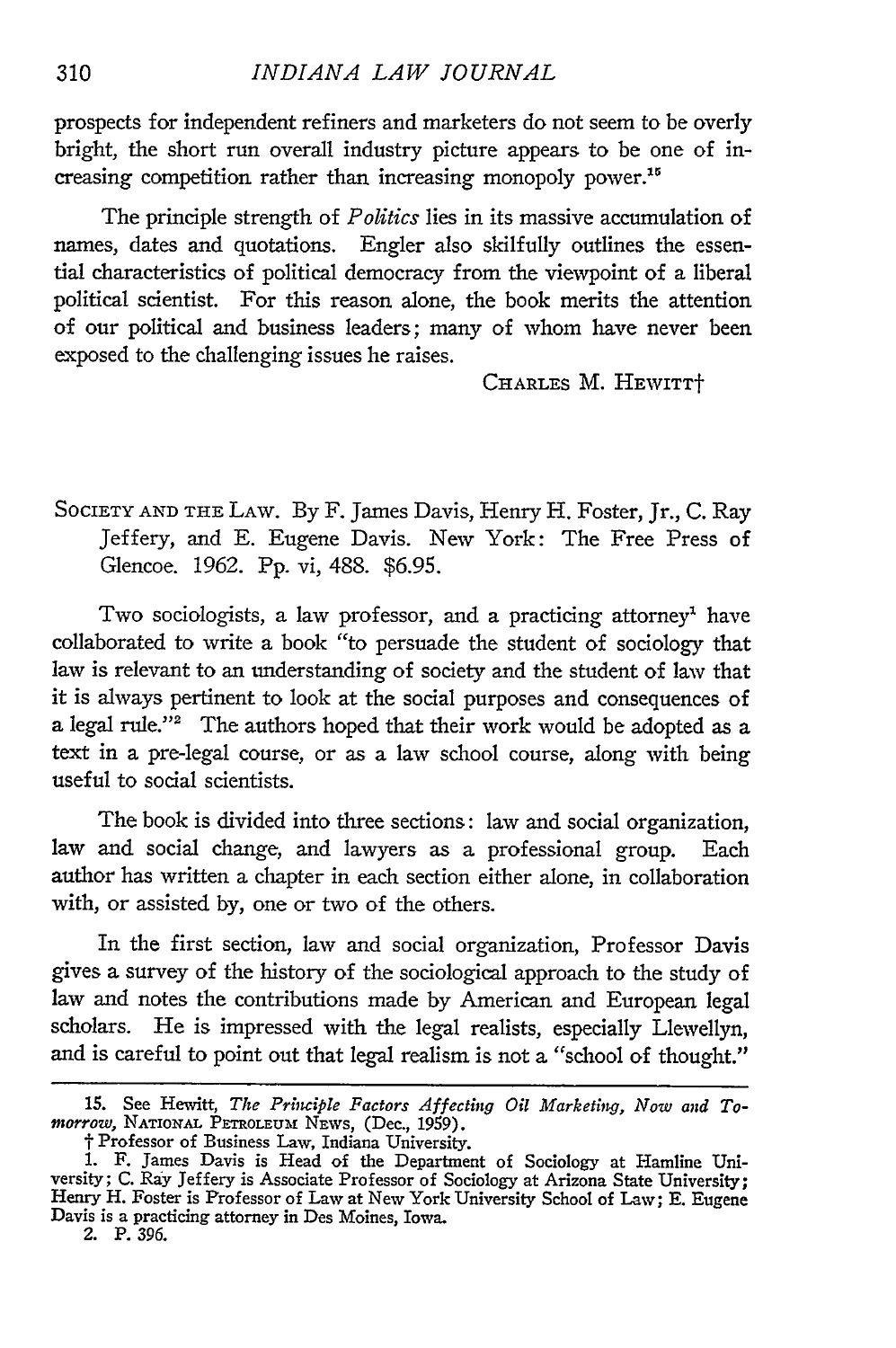prospects for independent refiners and marketers do not seem to be overly bright, the short run overall industry picture appears to be one of increasing competition rather than increasing monopoly power.[15]

The principle strength of *Politics* lies in its massive accumulation of names, dates and quotations. Engler also skilfully outlines the essential characteristics of political democracy from the viewpoint of a liberal political scientist. For this reason alone, the book merits the attention of our political and business leaders; many of whom have never been exposed to the challenging issues he raises.

CHARLES M. HEWITT†

SOCIETY AND THE LAW. By F. James Davis, Henry H. Foster, Jr., C. Ray Jeffery, and E. Eugene Davis. New York: The Free Press of Glencoe. 1962. Pp. vi, 488. $6.95.

Two sociologists, a law professor, and a practicing attorney[1] have collaborated to write a book "to persuade the student of sociology that law is relevant to an understanding of society and the student of law that it is always pertinent to look at the social purposes and consequences of a legal rule."[2] The authors hoped that their work would be adopted as a text in a pre-legal course, or as a law school course, along with being useful to social scientists.

The book is divided into three sections: law and social organization, law and social change, and lawyers as a professional group. Each author has written a chapter in each section either alone, in collaboration with, or assisted by, one or two of the others.

In the first section, law and social organization, Professor Davis gives a survey of the history of the sociological approach to the study of law and notes the contributions made by American and European legal scholars. He is impressed with the legal realists, especially Llewellyn, and is careful to point out that legal realism is not a "school of thought."

---

15. See Hewitt, *The Principle Factors Affecting Oil Marketing, Now and Tomorrow*, NATIONAL PETROLEUM NEWS, (Dec., 1959).

† Professor of Business Law, Indiana University.

1. F. James Davis is Head of the Department of Sociology at Hamline University; C. Ray Jeffery is Associate Professor of Sociology at Arizona State University; Henry H. Foster is Professor of Law at New York University School of Law; E. Eugene Davis is a practicing attorney in Des Moines, Iowa.

2. P. 396.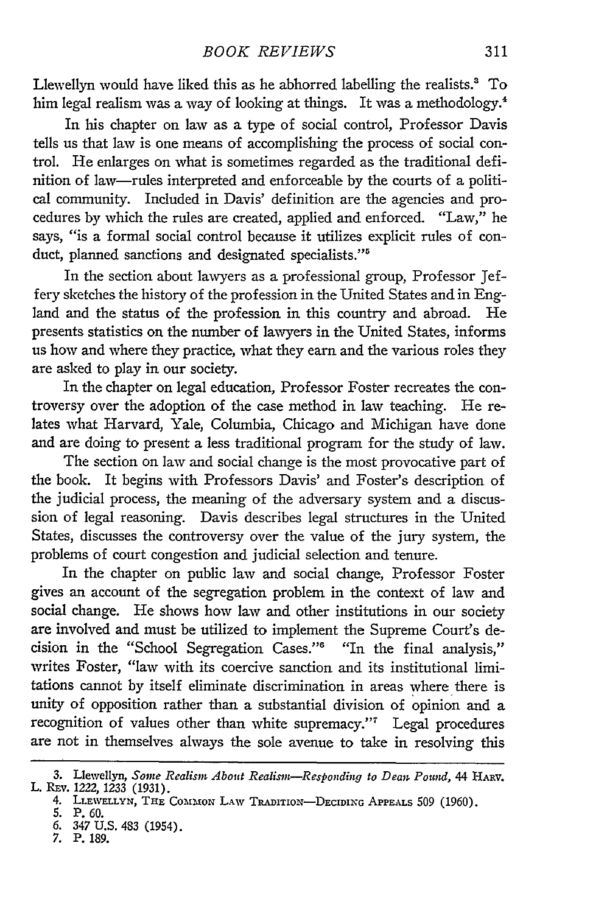Llewellyn would have liked this as he abhorred labelling the realists.[3] To him legal realism was a way of looking at things. It was a methodology.[4]

In his chapter on law as a type of social control, Professor Davis tells us that law is one means of accomplishing the process of social control. He enlarges on what is sometimes regarded as the traditional definition of law—rules interpreted and enforceable by the courts of a political community. Included in Davis' definition are the agencies and procedures by which the rules are created, applied and enforced. "Law," he says, "is a formal social control because it utilizes explicit rules of conduct, planned sanctions and designated specialists."[5]

In the section about lawyers as a professional group, Professor Jeffery sketches the history of the profession in the United States and in England and the status of the profession in this country and abroad. He presents statistics on the number of lawyers in the United States, informs us how and where they practice, what they earn and the various roles they are asked to play in our society.

In the chapter on legal education, Professor Foster recreates the controversy over the adoption of the case method in law teaching. He relates what Harvard, Yale, Columbia, Chicago and Michigan have done and are doing to present a less traditional program for the study of law.

The section on law and social change is the most provocative part of the book. It begins with Professors Davis' and Foster's description of the judicial process, the meaning of the adversary system and a discussion of legal reasoning. Davis describes legal structures in the United States, discusses the controversy over the value of the jury system, the problems of court congestion and judicial selection and tenure.

In the chapter on public law and social change, Professor Foster gives an account of the segregation problem in the context of law and social change. He shows how law and other institutions in our society are involved and must be utilized to implement the Supreme Court's decision in the "School Segregation Cases."[6] "In the final analysis," writes Foster, "law with its coercive sanction and its institutional limitations cannot by itself eliminate discrimination in areas where there is unity of opposition rather than a substantial division of opinion and a recognition of values other than white supremacy."[7] Legal procedures are not in themselves always the sole avenue to take in resolving this

---

3. Llewellyn, *Some Realism About Realism—Responding to Dean Pound*, 44 HARV. L. REV. 1222, 1233 (1931).
4. LLEWELLYN, THE COMMON LAW TRADITION—DECIDING APPEALS 509 (1960).
5. P. 60.
6. 347 U.S. 483 (1954).
7. P. 189.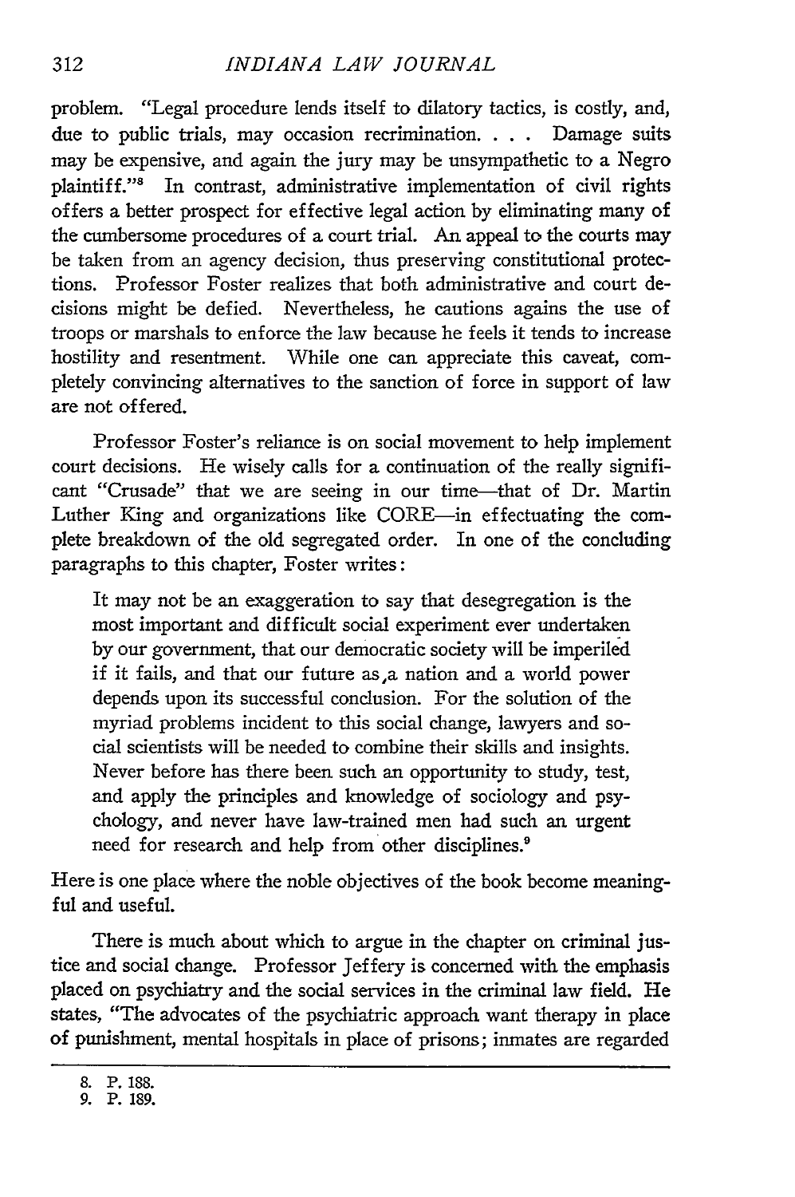problem. "Legal procedure lends itself to dilatory tactics, is costly, and, due to public trials, may occasion recrimination. . . . Damage suits may be expensive, and again the jury may be unsympathetic to a Negro plaintiff."[8] In contrast, administrative implementation of civil rights offers a better prospect for effective legal action by eliminating many of the cumbersome procedures of a court trial. An appeal to the courts may be taken from an agency decision, thus preserving constitutional protections. Professor Foster realizes that both administrative and court decisions might be defied. Nevertheless, he cautions agains the use of troops or marshals to enforce the law because he feels it tends to increase hostility and resentment. While one can appreciate this caveat, completely convincing alternatives to the sanction of force in support of law are not offered.

Professor Foster's reliance is on social movement to help implement court decisions. He wisely calls for a continuation of the really significant "Crusade" that we are seeing in our time—that of Dr. Martin Luther King and organizations like CORE—in effectuating the complete breakdown of the old segregated order. In one of the concluding paragraphs to this chapter, Foster writes:

> It may not be an exaggeration to say that desegregation is the most important and difficult social experiment ever undertaken by our government, that our democratic society will be imperiled if it fails, and that our future as a nation and a world power depends upon its successful conclusion. For the solution of the myriad problems incident to this social change, lawyers and social scientists will be needed to combine their skills and insights. Never before has there been such an opportunity to study, test, and apply the principles and knowledge of sociology and psychology, and never have law-trained men had such an urgent need for research and help from other disciplines.[9]

Here is one place where the noble objectives of the book become meaningful and useful.

There is much about which to argue in the chapter on criminal justice and social change. Professor Jeffery is concerned with the emphasis placed on psychiatry and the social services in the criminal law field. He states, "The advocates of the psychiatric approach want therapy in place of punishment, mental hospitals in place of prisons; inmates are regarded

---

8. P. 188.
9. P. 189.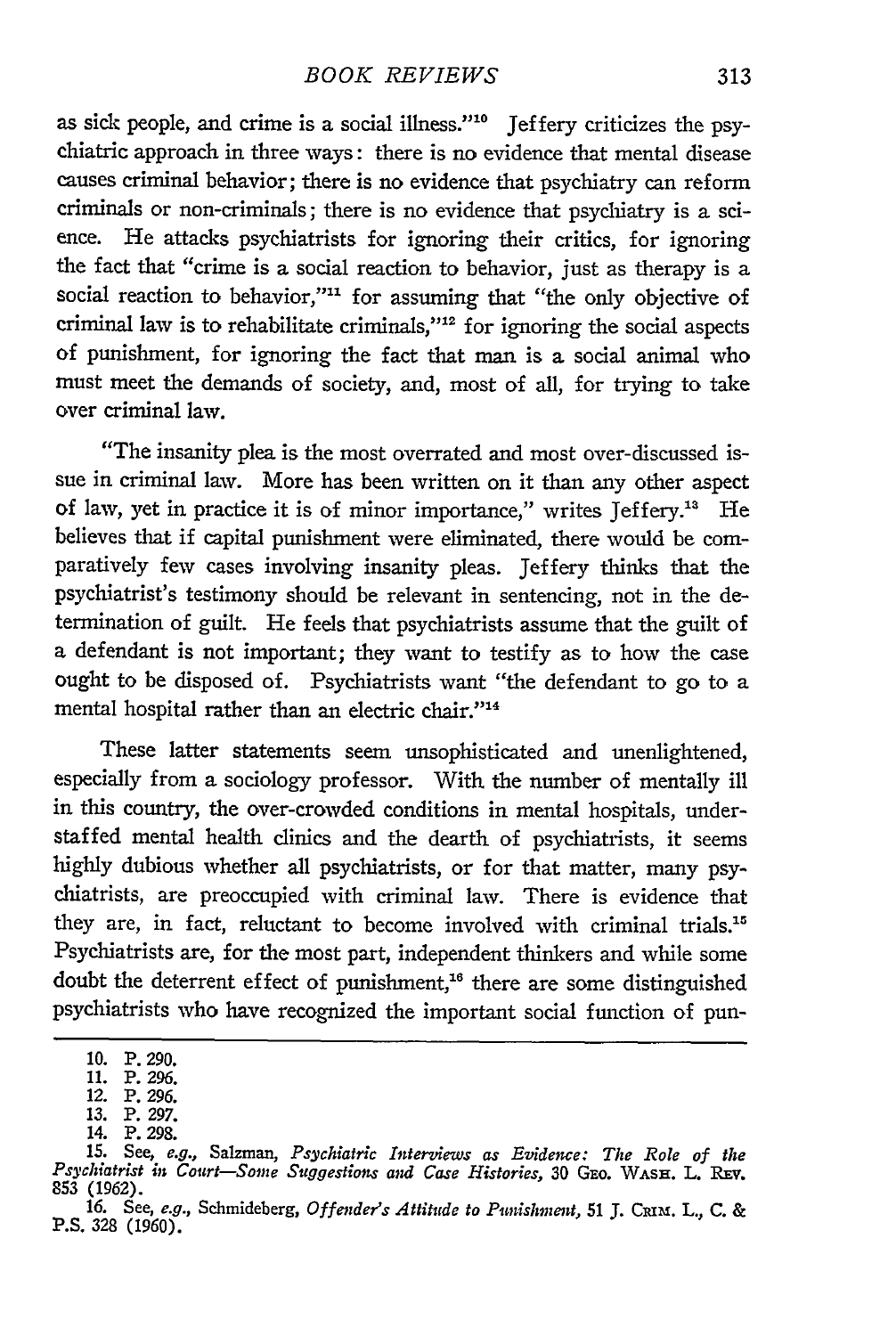as sick people, and crime is a social illness."[10] Jeffery criticizes the psychiatric approach in three ways: there is no evidence that mental disease causes criminal behavior; there is no evidence that psychiatry can reform criminals or non-criminals; there is no evidence that psychiatry is a science. He attacks psychiatrists for ignoring their critics, for ignoring the fact that "crime is a social reaction to behavior, just as therapy is a social reaction to behavior,"[11] for assuming that "the only objective of criminal law is to rehabilitate criminals,"[12] for ignoring the social aspects of punishment, for ignoring the fact that man is a social animal who must meet the demands of society, and, most of all, for trying to take over criminal law.

"The insanity plea is the most overrated and most over-discussed issue in criminal law. More has been written on it than any other aspect of law, yet in practice it is of minor importance," writes Jeffery.[13] He believes that if capital punishment were eliminated, there would be comparatively few cases involving insanity pleas. Jeffery thinks that the psychiatrist's testimony should be relevant in sentencing, not in the determination of guilt. He feels that psychiatrists assume that the guilt of a defendant is not important; they want to testify as to how the case ought to be disposed of. Psychiatrists want "the defendant to go to a mental hospital rather than an electric chair."[14]

These latter statements seem unsophisticated and unenlightened, especially from a sociology professor. With the number of mentally ill in this country, the over-crowded conditions in mental hospitals, understaffed mental health clinics and the dearth of psychiatrists, it seems highly dubious whether all psychiatrists, or for that matter, many psychiatrists, are preoccupied with criminal law. There is evidence that they are, in fact, reluctant to become involved with criminal trials.[15] Psychiatrists are, for the most part, independent thinkers and while some doubt the deterrent effect of punishment,[16] there are some distinguished psychiatrists who have recognized the important social function of pun-

---

10. P. 290.
11. P. 296.
12. P. 296.
13. P. 297.
14. P. 298.
15. See, *e.g.*, Salzman, *Psychiatric Interviews as Evidence: The Role of the Psychiatrist in Court—Some Suggestions and Case Histories*, 30 GEO. WASH. L. REV. 853 (1962).
16. See, *e.g.*, Schmideberg, *Offender's Attitude to Punishment*, 51 J. CRIM. L., C. & P.S. 328 (1960).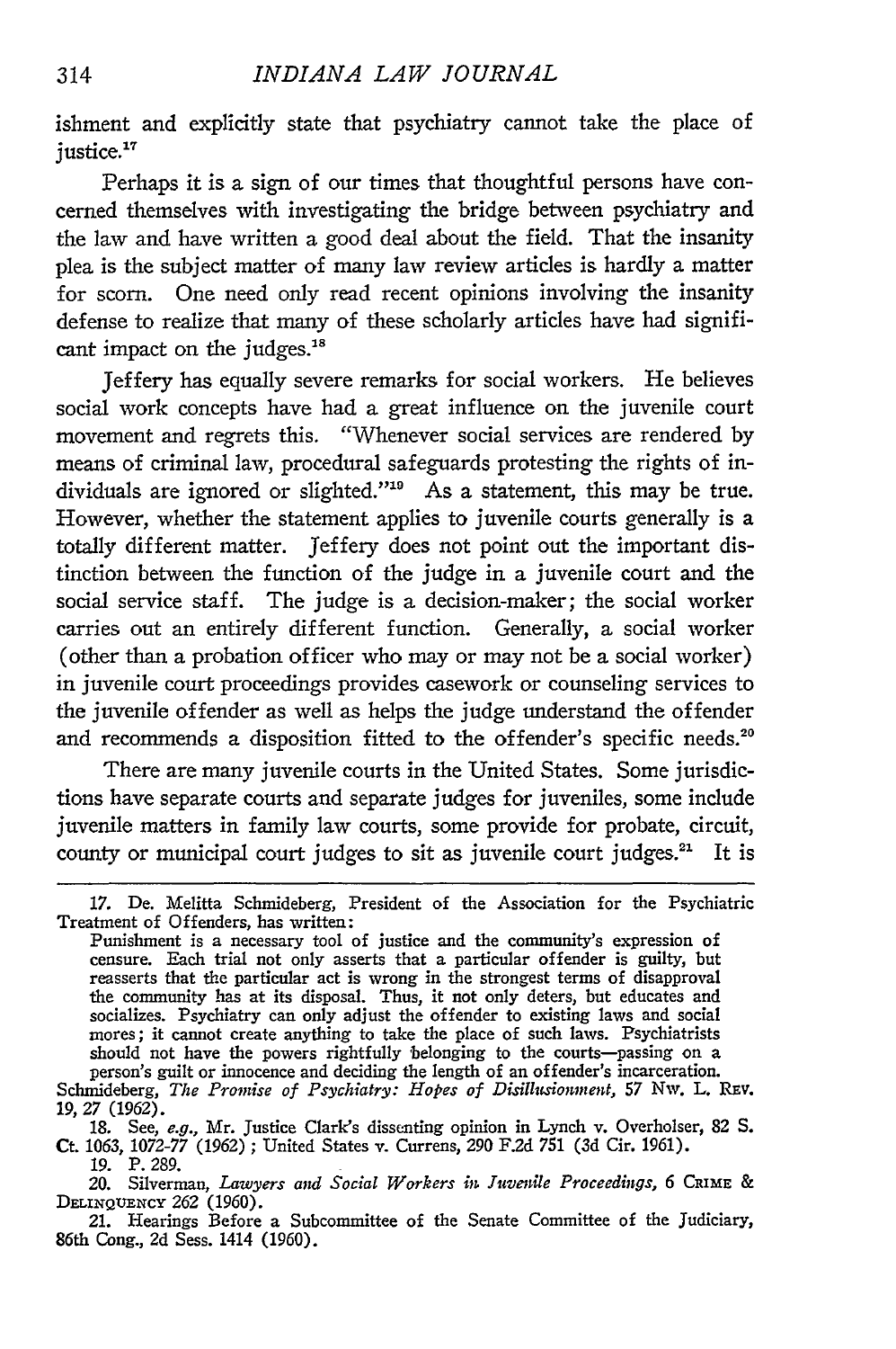ishment and explicitly state that psychiatry cannot take the place of justice.[17]

Perhaps it is a sign of our times that thoughtful persons have concerned themselves with investigating the bridge between psychiatry and the law and have written a good deal about the field. That the insanity plea is the subject matter of many law review articles is hardly a matter for scorn. One need only read recent opinions involving the insanity defense to realize that many of these scholarly articles have had significant impact on the judges.[18]

Jeffery has equally severe remarks for social workers. He believes social work concepts have had a great influence on the juvenile court movement and regrets this. "Whenever social services are rendered by means of criminal law, procedural safeguards protesting the rights of individuals are ignored or slighted."[19] As a statement, this may be true. However, whether the statement applies to juvenile courts generally is a totally different matter. Jeffery does not point out the important distinction between the function of the judge in a juvenile court and the social service staff. The judge is a decision-maker; the social worker carries out an entirely different function. Generally, a social worker (other than a probation officer who may or may not be a social worker) in juvenile court proceedings provides casework or counseling services to the juvenile offender as well as helps the judge understand the offender and recommends a disposition fitted to the offender's specific needs.[20]

There are many juvenile courts in the United States. Some jurisdictions have separate courts and separate judges for juveniles, some include juvenile matters in family law courts, some provide for probate, circuit, county or municipal court judges to sit as juvenile court judges.[21] It is

---

17. De. Melitta Schmideberg, President of the Association for the Psychiatric Treatment of Offenders, has written:

> Punishment is a necessary tool of justice and the community's expression of censure. Each trial not only asserts that a particular offender is guilty, but reasserts that the particular act is wrong in the strongest terms of disapproval the community has at its disposal. Thus, it not only deters, but educates and socializes. Psychiatry can only adjust the offender to existing laws and social mores; it cannot create anything to take the place of such laws. Psychiatrists should not have the powers rightfully belonging to the courts—passing on a person's guilt or innocence and deciding the length of an offender's incarceration.

Schmideberg, *The Promise of Psychiatry: Hopes of Disillusionment*, 57 Nw. L. Rev. 19, 27 (1962).

18. See, *e.g.*, Mr. Justice Clark's dissenting opinion in Lynch v. Overholser, 82 S. Ct. 1063, 1072-77 (1962); United States v. Currens, 290 F.2d 751 (3d Cir. 1961).

19. P. 289.

20. Silverman, *Lawyers and Social Workers in Juvenile Proceedings*, 6 Crime & Delinquency 262 (1960).

21. Hearings Before a Subcommittee of the Senate Committee of the Judiciary, 86th Cong., 2d Sess. 1414 (1960).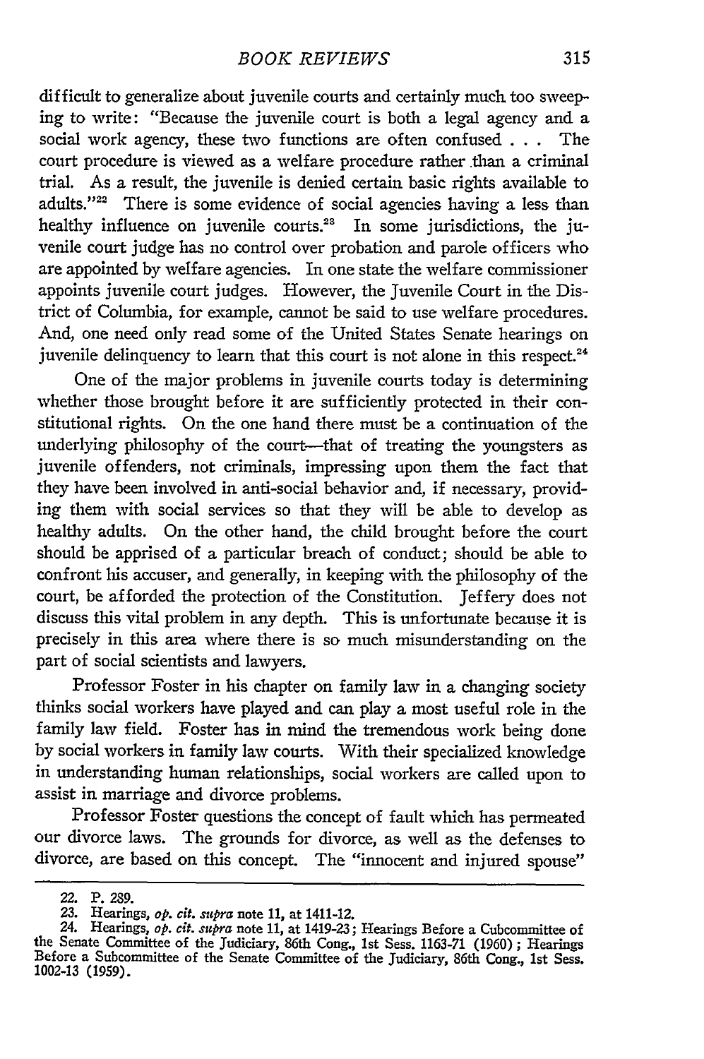difficult to generalize about juvenile courts and certainly much too sweeping to write: "Because the juvenile court is both a legal agency and a social work agency, these two functions are often confused . . . The court procedure is viewed as a welfare procedure rather than a criminal trial. As a result, the juvenile is denied certain basic rights available to adults."[22] There is some evidence of social agencies having a less than healthy influence on juvenile courts.[23] In some jurisdictions, the juvenile court judge has no control over probation and parole officers who are appointed by welfare agencies. In one state the welfare commissioner appoints juvenile court judges. However, the Juvenile Court in the District of Columbia, for example, cannot be said to use welfare procedures. And, one need only read some of the United States Senate hearings on juvenile delinquency to learn that this court is not alone in this respect.[24]

One of the major problems in juvenile courts today is determining whether those brought before it are sufficiently protected in their constitutional rights. On the one hand there must be a continuation of the underlying philosophy of the court—that of treating the youngsters as juvenile offenders, not criminals, impressing upon them the fact that they have been involved in anti-social behavior and, if necessary, providing them with social services so that they will be able to develop as healthy adults. On the other hand, the child brought before the court should be apprised of a particular breach of conduct; should be able to confront his accuser, and generally, in keeping with the philosophy of the court, be afforded the protection of the Constitution. Jeffery does not discuss this vital problem in any depth. This is unfortunate because it is precisely in this area where there is so much misunderstanding on the part of social scientists and lawyers.

Professor Foster in his chapter on family law in a changing society thinks social workers have played and can play a most useful role in the family law field. Foster has in mind the tremendous work being done by social workers in family law courts. With their specialized knowledge in understanding human relationships, social workers are called upon to assist in marriage and divorce problems.

Professor Foster questions the concept of fault which has permeated our divorce laws. The grounds for divorce, as well as the defenses to divorce, are based on this concept. The "innocent and injured spouse"

---

22. P. 289.

23. Hearings, *op. cit. supra* note 11, at 1411-12.

24. Hearings, *op. cit. supra* note 11, at 1419-23; Hearings Before a Cubcommittee of the Senate Committee of the Judiciary, 86th Cong., 1st Sess. 1163-71 (1960); Hearings Before a Subcommittee of the Senate Committee of the Judiciary, 86th Cong., 1st Sess. 1002-13 (1959).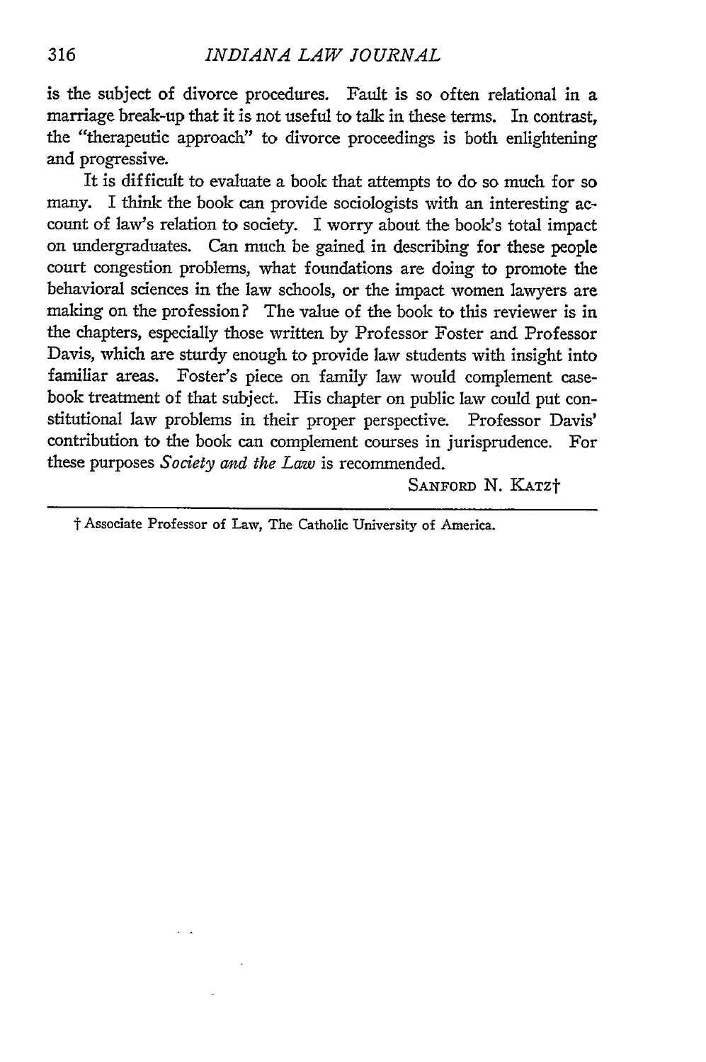is the subject of divorce procedures. Fault is so often relational in a marriage break-up that it is not useful to talk in these terms. In contrast, the "therapeutic approach" to divorce proceedings is both enlightening and progressive.

It is difficult to evaluate a book that attempts to do so much for so many. I think the book can provide sociologists with an interesting account of law's relation to society. I worry about the book's total impact on undergraduates. Can much be gained in describing for these people court congestion problems, what foundations are doing to promote the behavioral sciences in the law schools, or the impact women lawyers are making on the profession? The value of the book to this reviewer is in the chapters, especially those written by Professor Foster and Professor Davis, which are sturdy enough to provide law students with insight into familiar areas. Foster's piece on family law would complement casebook treatment of that subject. His chapter on public law could put constitutional law problems in their proper perspective. Professor Davis' contribution to the book can complement courses in jurisprudence. For these purposes *Society and the Law* is recommended.

SANFORD N. KATZ†

---

† Associate Professor of Law, The Catholic University of America.